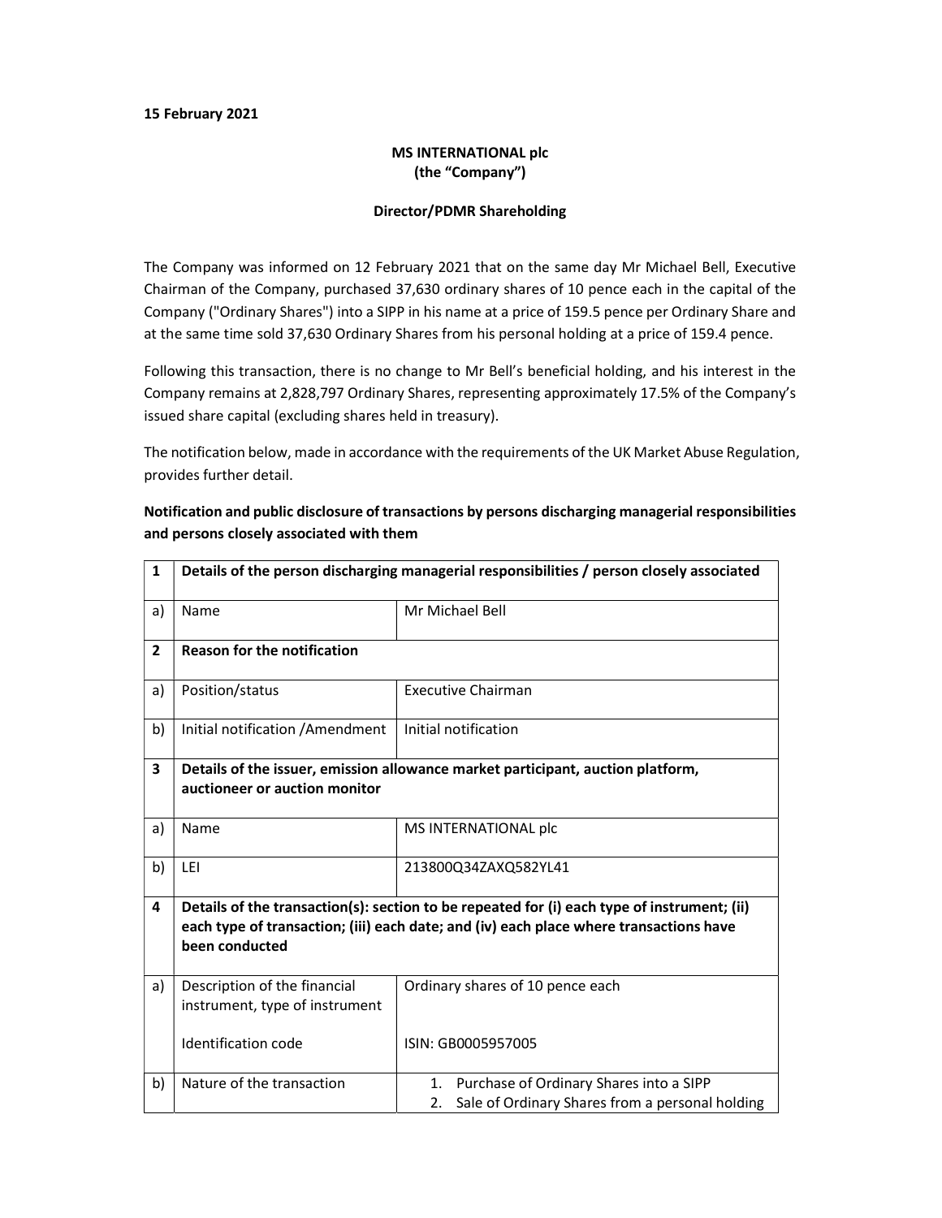**15 February 2021**

**MS INTERNATIONAL plc**
**(the "Company")**

**Director/PDMR Shareholding**

The Company was informed on 12 February 2021 that on the same day Mr Michael Bell, Executive Chairman of the Company, purchased 37,630 ordinary shares of 10 pence each in the capital of the Company ("Ordinary Shares") into a SIPP in his name at a price of 159.5 pence per Ordinary Share and at the same time sold 37,630 Ordinary Shares from his personal holding at a price of 159.4 pence.

Following this transaction, there is no change to Mr Bell's beneficial holding, and his interest in the Company remains at 2,828,797 Ordinary Shares, representing approximately 17.5% of the Company's issued share capital (excluding shares held in treasury).

The notification below, made in accordance with the requirements of the UK Market Abuse Regulation, provides further detail.

**Notification and public disclosure of transactions by persons discharging managerial responsibilities and persons closely associated with them**

| | | |
|---|---|---|
| **1** | **Details of the person discharging managerial responsibilities / person closely associated** | |
| a) | Name | Mr Michael Bell |
| **2** | **Reason for the notification** | |
| a) | Position/status | Executive Chairman |
| b) | Initial notification /Amendment | Initial notification |
| **3** | **Details of the issuer, emission allowance market participant, auction platform, auctioneer or auction monitor** | |
| a) | Name | MS INTERNATIONAL plc |
| b) | LEI | 213800Q34ZAXQ582YL41 |
| **4** | **Details of the transaction(s): section to be repeated for (i) each type of instrument; (ii) each type of transaction; (iii) each date; and (iv) each place where transactions have been conducted** | |
| a) | Description of the financial instrument, type of instrument<br><br>Identification code | Ordinary shares of 10 pence each<br><br>ISIN: GB0005957005 |
| b) | Nature of the transaction | 1. Purchase of Ordinary Shares into a SIPP<br>2. Sale of Ordinary Shares from a personal holding |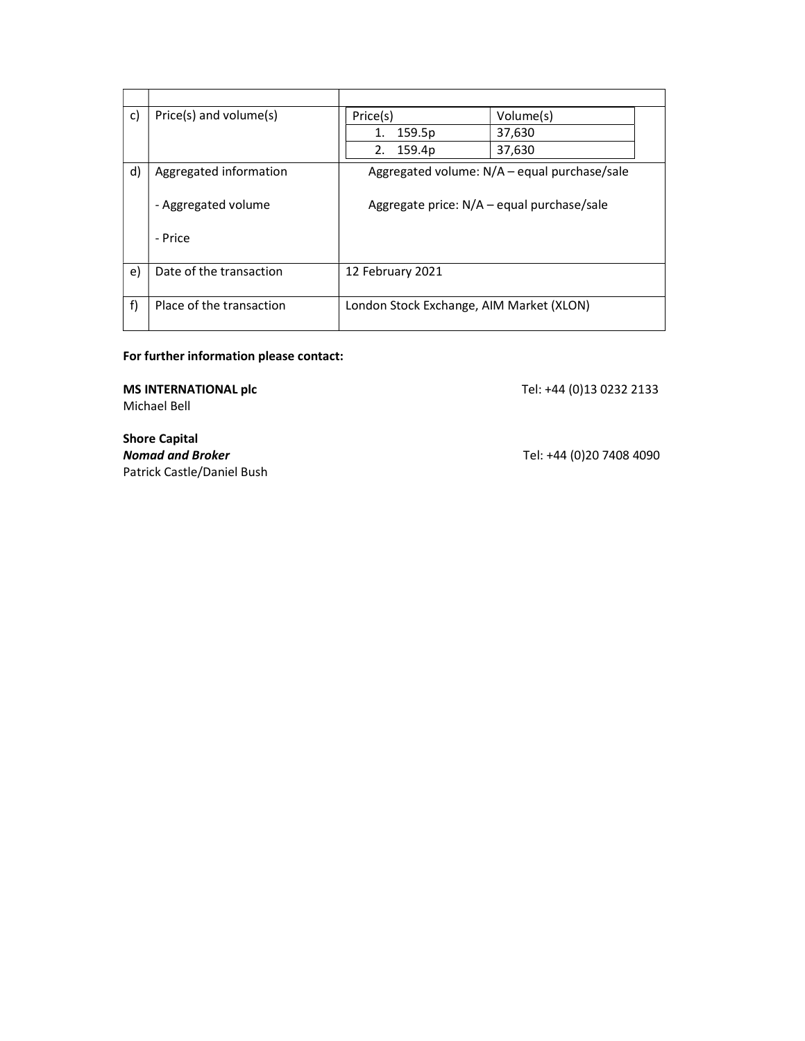| | | |
|---|---|---|
| | | |
| c) | Price(s) and volume(s) | Price(s): 1. 159.5p — Volume(s): 37,630<br>Price(s): 2. 159.4p — Volume(s): 37,630 |
| d) | Aggregated information<br><br>- Aggregated volume<br><br>- Price | Aggregated volume: N/A – equal purchase/sale<br><br>Aggregate price: N/A – equal purchase/sale |
| e) | Date of the transaction | 12 February 2021 |
| f) | Place of the transaction | London Stock Exchange, AIM Market (XLON) |

**For further information please contact:**

**MS INTERNATIONAL plc** Tel: +44 (0)13 0232 2133
Michael Bell

**Shore Capital**
***Nomad and Broker*** Tel: +44 (0)20 7408 4090
Patrick Castle/Daniel Bush